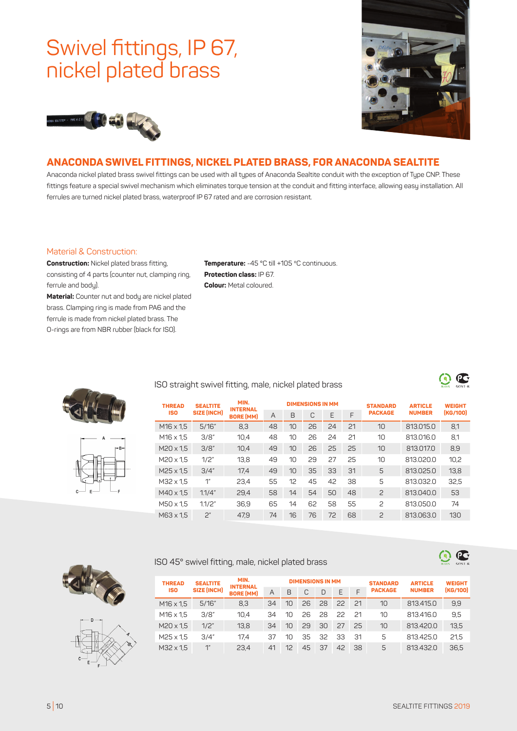# Swivel fittings, IP 67, nickel plated brass

## ANACONDA SWIVEL FITTINGS, NICKEL PLATED BRASS, FOR ANACONDA SEALTITE

Anaconda nickel plated brass swivel fittings can be used with all types of Anaconda Sealtite conduit with the exception of Type CNP. These fittings feature a special swivel mechanism which eliminates torque tension at the conduit and fitting interface, allowing easy installation. All ferrules are turned nickel plated brass, waterproof IP 67 rated and are corrosion resistant.

### Material & Construction:

**Construction:** Nickel plated brass fitting, consisting of 4 parts (counter nut, clamping ring, ferrule and body).

**Material:** Counter nut and body are nickel plated brass. Clamping ring is made from PA6 and the ferrule is made from nickel plated brass. The O-rings are from NBR rubber (black for ISO).

**Temperature:** -45 °C till +105 °C continuous.

**Protection class:** IP 67.

**Colour:** Metal coloured.

### ISO straight swivel fitting, male, nickel plated brass

| THREAD ISO | SEALTITE SIZE (INCH) | MIN. INTERNAL BORE (MM) | DIMENSIONS IN MM | | | | | STANDARD PACKAGE | ARTICLE NUMBER | WEIGHT (KG/100) |
|---|---|---|---|---|---|---|---|---|---|---|
| | | | A | B | C | E | F | | | |
| M16 x 1,5 | 5/16" | 8,3 | 48 | 10 | 26 | 24 | 21 | 10 | 813.015.0 | 8,1 |
| M16 x 1,5 | 3/8" | 10,4 | 48 | 10 | 26 | 24 | 21 | 10 | 813.016.0 | 8,1 |
| M20 x 1,5 | 3/8" | 10,4 | 49 | 10 | 26 | 25 | 25 | 10 | 813.017.0 | 8,9 |
| M20 x 1,5 | 1/2" | 13,8 | 49 | 10 | 29 | 27 | 25 | 10 | 813.020.0 | 10,2 |
| M25 x 1,5 | 3/4" | 17,4 | 49 | 10 | 35 | 33 | 31 | 5 | 813.025.0 | 13,8 |
| M32 x 1,5 | 1" | 23,4 | 55 | 12 | 45 | 42 | 38 | 5 | 813.032.0 | 32,5 |
| M40 x 1,5 | 1.1/4" | 29,4 | 58 | 14 | 54 | 50 | 48 | 2 | 813.040.0 | 53 |
| M50 x 1,5 | 1.1/2" | 36,9 | 65 | 14 | 62 | 58 | 55 | 2 | 813.050.0 | 74 |
| M63 x 1,5 | 2" | 47,9 | 74 | 16 | 76 | 72 | 68 | 2 | 813.063.0 | 130 |

### ISO 45° swivel fitting, male, nickel plated brass

| THREAD ISO | SEALTITE SIZE (INCH) | MIN. INTERNAL BORE (MM) | DIMENSIONS IN MM | | | | | | STANDARD PACKAGE | ARTICLE NUMBER | WEIGHT (KG/100) |
|---|---|---|---|---|---|---|---|---|---|---|---|
| | | | A | B | C | D | E | F | | | |
| M16 x 1,5 | 5/16" | 8,3 | 34 | 10 | 26 | 28 | 22 | 21 | 10 | 813.415.0 | 9,9 |
| M16 x 1,5 | 3/8" | 10,4 | 34 | 10 | 26 | 28 | 22 | 21 | 10 | 813.416.0 | 9,5 |
| M20 x 1,5 | 1/2" | 13,8 | 34 | 10 | 29 | 30 | 27 | 25 | 10 | 813.420.0 | 13,5 |
| M25 x 1,5 | 3/4" | 17,4 | 37 | 10 | 35 | 32 | 33 | 31 | 5 | 813.425.0 | 21,5 |
| M32 x 1,5 | 1" | 23,4 | 41 | 12 | 45 | 37 | 42 | 38 | 5 | 813.432.0 | 36,5 |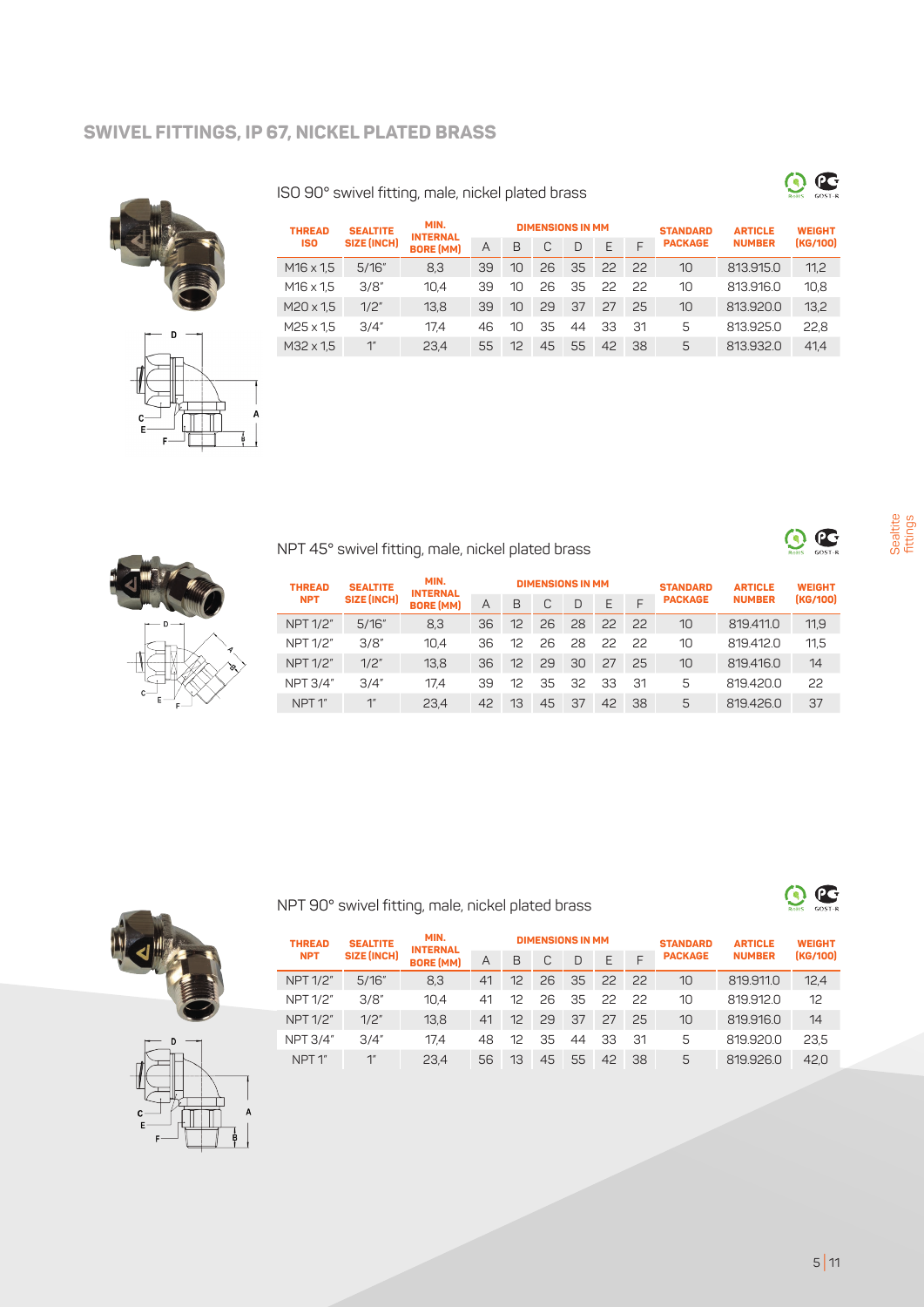## SWIVEL FITTINGS, IP 67, NICKEL PLATED BRASS

### ISO 90° swivel fitting, male, nickel plated brass

| THREAD ISO | SEALTITE SIZE (INCH) | MIN. INTERNAL BORE (MM) | DIMENSIONS IN MM | | | | | | STANDARD PACKAGE | ARTICLE NUMBER | WEIGHT (KG/100) |
|---|---|---|---|---|---|---|---|---|---|---|---|
| | | | A | B | C | D | E | F | | | |
| M16 x 1,5 | 5/16" | 8,3 | 39 | 10 | 26 | 35 | 22 | 22 | 10 | 813.915.0 | 11,2 |
| M16 x 1,5 | 3/8" | 10,4 | 39 | 10 | 26 | 35 | 22 | 22 | 10 | 813.916.0 | 10,8 |
| M20 x 1,5 | 1/2" | 13,8 | 39 | 10 | 29 | 37 | 27 | 25 | 10 | 813.920.0 | 13,2 |
| M25 x 1,5 | 3/4" | 17,4 | 46 | 10 | 35 | 44 | 33 | 31 | 5 | 813.925.0 | 22,8 |
| M32 x 1,5 | 1" | 23,4 | 55 | 12 | 45 | 55 | 42 | 38 | 5 | 813.932.0 | 41,4 |

### NPT 45° swivel fitting, male, nickel plated brass

| THREAD NPT | SEALTITE SIZE (INCH) | MIN. INTERNAL BORE (MM) | DIMENSIONS IN MM | | | | | | STANDARD PACKAGE | ARTICLE NUMBER | WEIGHT (KG/100) |
|---|---|---|---|---|---|---|---|---|---|---|---|
| | | | A | B | C | D | E | F | | | |
| NPT 1/2" | 5/16" | 8,3 | 36 | 12 | 26 | 28 | 22 | 22 | 10 | 819.411.0 | 11,9 |
| NPT 1/2" | 3/8" | 10,4 | 36 | 12 | 26 | 28 | 22 | 22 | 10 | 819.412.0 | 11,5 |
| NPT 1/2" | 1/2" | 13,8 | 36 | 12 | 29 | 30 | 27 | 25 | 10 | 819.416.0 | 14 |
| NPT 3/4" | 3/4" | 17,4 | 39 | 12 | 35 | 32 | 33 | 31 | 5 | 819.420.0 | 22 |
| NPT 1" | 1" | 23,4 | 42 | 13 | 45 | 37 | 42 | 38 | 5 | 819.426.0 | 37 |

### NPT 90° swivel fitting, male, nickel plated brass

| THREAD NPT | SEALTITE SIZE (INCH) | MIN. INTERNAL BORE (MM) | DIMENSIONS IN MM | | | | | | STANDARD PACKAGE | ARTICLE NUMBER | WEIGHT (KG/100) |
|---|---|---|---|---|---|---|---|---|---|---|---|
| | | | A | B | C | D | E | F | | | |
| NPT 1/2" | 5/16" | 8,3 | 41 | 12 | 26 | 35 | 22 | 22 | 10 | 819.911.0 | 12,4 |
| NPT 1/2" | 3/8" | 10,4 | 41 | 12 | 26 | 35 | 22 | 22 | 10 | 819.912.0 | 12 |
| NPT 1/2" | 1/2" | 13,8 | 41 | 12 | 29 | 37 | 27 | 25 | 10 | 819.916.0 | 14 |
| NPT 3/4" | 3/4" | 17,4 | 48 | 12 | 35 | 44 | 33 | 31 | 5 | 819.920.0 | 23,5 |
| NPT 1" | 1" | 23,4 | 56 | 13 | 45 | 55 | 42 | 38 | 5 | 819.926.0 | 42,0 |